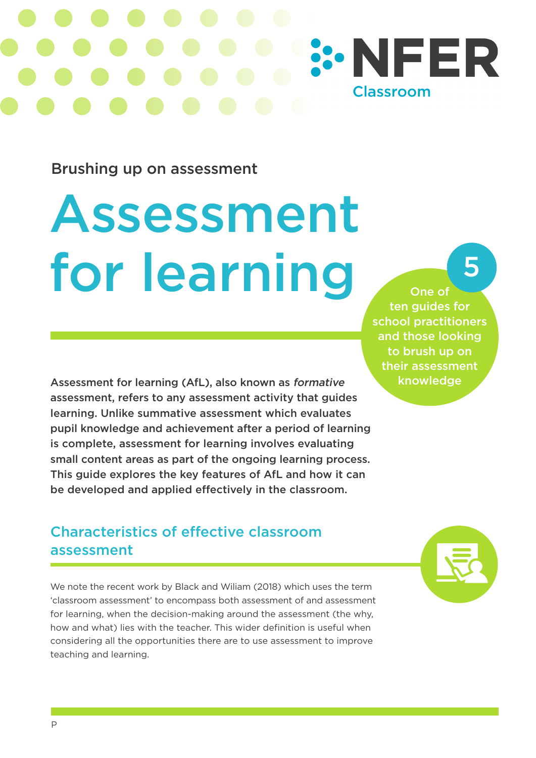NFER Classroom

Brushing up on assessment

# Assessment for learning

5

One of ten guides for school practitioners and those looking to brush up on their assessment knowledge

**Assessment for learning (AfL), also known as *formative* assessment, refers to any assessment activity that guides learning. Unlike summative assessment which evaluates pupil knowledge and achievement after a period of learning is complete, assessment for learning involves evaluating small content areas as part of the ongoing learning process. This guide explores the key features of AfL and how it can be developed and applied effectively in the classroom.**

## Characteristics of effective classroom assessment

We note the recent work by Black and Wiliam (2018) which uses the term 'classroom assessment' to encompass both assessment of and assessment for learning, when the decision-making around the assessment (the why, how and what) lies with the teacher. This wider definition is useful when considering all the opportunities there are to use assessment to improve teaching and learning.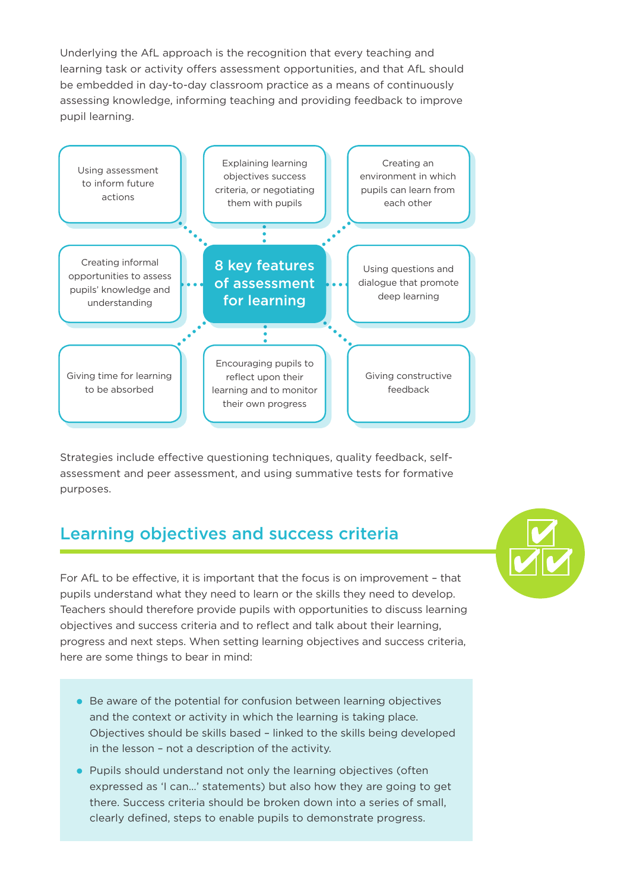Underlying the AfL approach is the recognition that every teaching and learning task or activity offers assessment opportunities, and that AfL should be embedded in day-to-day classroom practice as a means of continuously assessing knowledge, informing teaching and providing feedback to improve pupil learning.

**8 key features of assessment for learning**

- Using assessment to inform future actions
- Explaining learning objectives success criteria, or negotiating them with pupils
- Creating an environment in which pupils can learn from each other
- Creating informal opportunities to assess pupils' knowledge and understanding
- Using questions and dialogue that promote deep learning
- Giving time for learning to be absorbed
- Encouraging pupils to reflect upon their learning and to monitor their own progress
- Giving constructive feedback

Strategies include effective questioning techniques, quality feedback, self-assessment and peer assessment, and using summative tests for formative purposes.

## Learning objectives and success criteria

For AfL to be effective, it is important that the focus is on improvement – that pupils understand what they need to learn or the skills they need to develop. Teachers should therefore provide pupils with opportunities to discuss learning objectives and success criteria and to reflect and talk about their learning, progress and next steps. When setting learning objectives and success criteria, here are some things to bear in mind:

- Be aware of the potential for confusion between learning objectives and the context or activity in which the learning is taking place. Objectives should be skills based – linked to the skills being developed in the lesson – not a description of the activity.
- Pupils should understand not only the learning objectives (often expressed as 'I can…' statements) but also how they are going to get there. Success criteria should be broken down into a series of small, clearly defined, steps to enable pupils to demonstrate progress.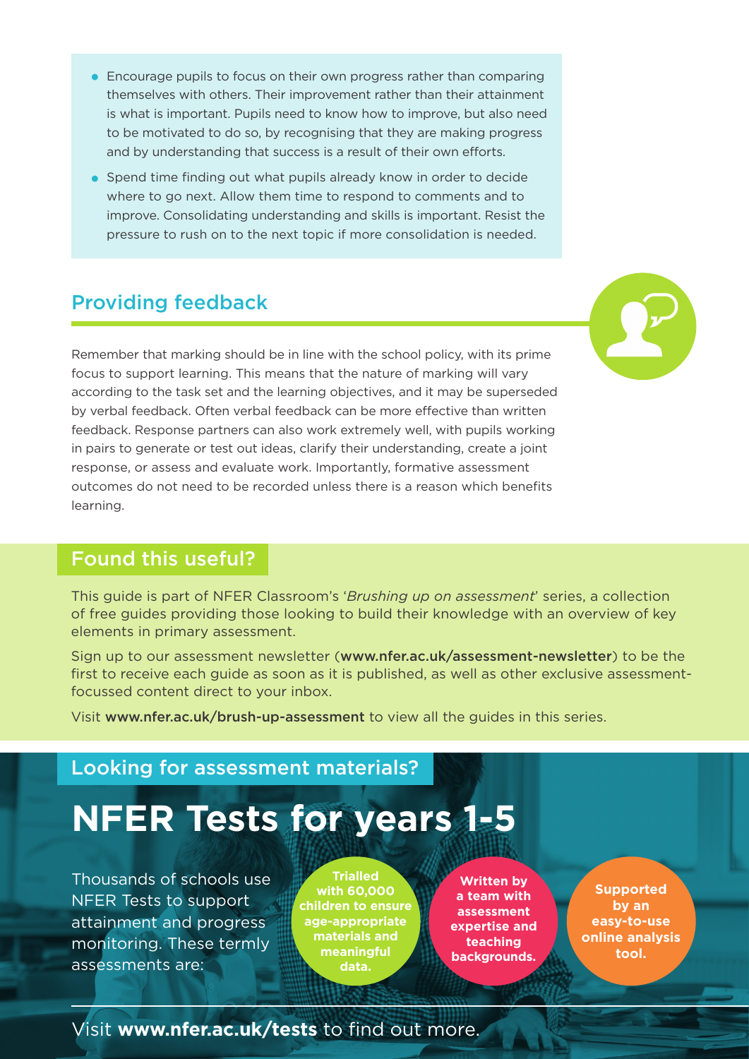- Encourage pupils to focus on their own progress rather than comparing themselves with others. Their improvement rather than their attainment is what is important. Pupils need to know how to improve, but also need to be motivated to do so, by recognising that they are making progress and by understanding that success is a result of their own efforts.
- Spend time finding out what pupils already know in order to decide where to go next. Allow them time to respond to comments and to improve. Consolidating understanding and skills is important. Resist the pressure to rush on to the next topic if more consolidation is needed.

## Providing feedback

Remember that marking should be in line with the school policy, with its prime focus to support learning. This means that the nature of marking will vary according to the task set and the learning objectives, and it may be superseded by verbal feedback. Often verbal feedback can be more effective than written feedback. Response partners can also work extremely well, with pupils working in pairs to generate or test out ideas, clarify their understanding, create a joint response, or assess and evaluate work. Importantly, formative assessment outcomes do not need to be recorded unless there is a reason which benefits learning.

## Found this useful?

This guide is part of NFER Classroom's '*Brushing up on assessment*' series, a collection of free guides providing those looking to build their knowledge with an overview of key elements in primary assessment.

Sign up to our assessment newsletter (**www.nfer.ac.uk/assessment-newsletter**) to be the first to receive each guide as soon as it is published, as well as other exclusive assessment-focussed content direct to your inbox.

Visit **www.nfer.ac.uk/brush-up-assessment** to view all the guides in this series.

## Looking for assessment materials?

# NFER Tests for years 1-5

Thousands of schools use NFER Tests to support attainment and progress monitoring. These termly assessments are:

- **Trialled with 60,000 children to ensure age-appropriate materials and meaningful data.**
- **Written by a team with assessment expertise and teaching backgrounds.**
- **Supported by an easy-to-use online analysis tool.**

Visit **www.nfer.ac.uk/tests** to find out more.